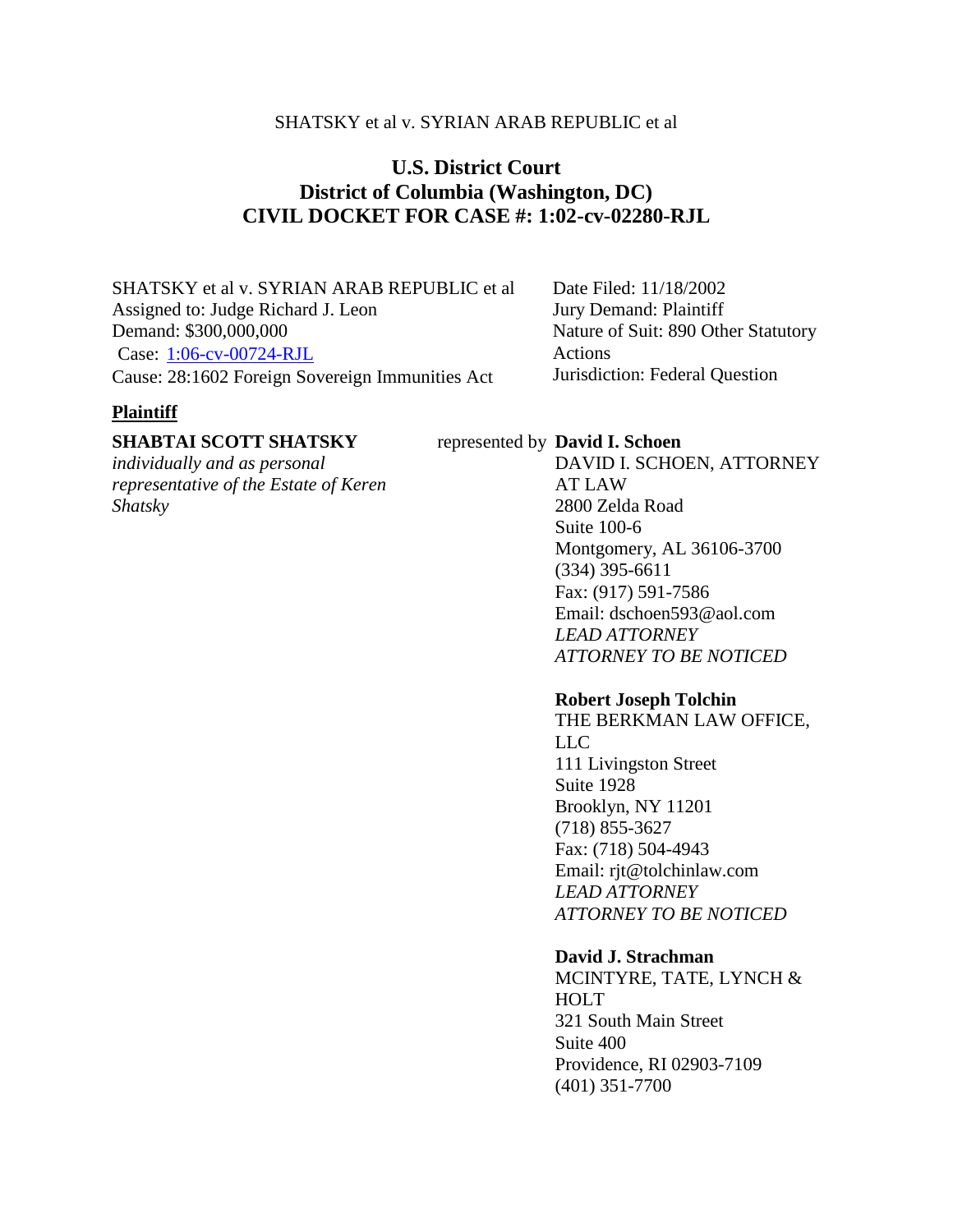SHATSKY et al v. SYRIAN ARAB REPUBLIC et al

# U.S. District Court
# District of Columbia (Washington, DC)
# CIVIL DOCKET FOR CASE #: 1:02-cv-02280-RJL

SHATSKY et al v. SYRIAN ARAB REPUBLIC et al
Assigned to: Judge Richard J. Leon
Demand: $300,000,000
Case: 1:06-cv-00724-RJL
Cause: 28:1602 Foreign Sovereign Immunities Act

Date Filed: 11/18/2002
Jury Demand: Plaintiff
Nature of Suit: 890 Other Statutory Actions
Jurisdiction: Federal Question

**Plaintiff**

**SHABTAI SCOTT SHATSKY**
*individually and as personal representative of the Estate of Keren Shatsky*

represented by **David I. Schoen**
DAVID I. SCHOEN, ATTORNEY AT LAW
2800 Zelda Road
Suite 100-6
Montgomery, AL 36106-3700
(334) 395-6611
Fax: (917) 591-7586
Email: dschoen593@aol.com
*LEAD ATTORNEY*
*ATTORNEY TO BE NOTICED*

**Robert Joseph Tolchin**
THE BERKMAN LAW OFFICE, LLC
111 Livingston Street
Suite 1928
Brooklyn, NY 11201
(718) 855-3627
Fax: (718) 504-4943
Email: rjt@tolchinlaw.com
*LEAD ATTORNEY*
*ATTORNEY TO BE NOTICED*

**David J. Strachman**
MCINTYRE, TATE, LYNCH & HOLT
321 South Main Street
Suite 400
Providence, RI 02903-7109
(401) 351-7700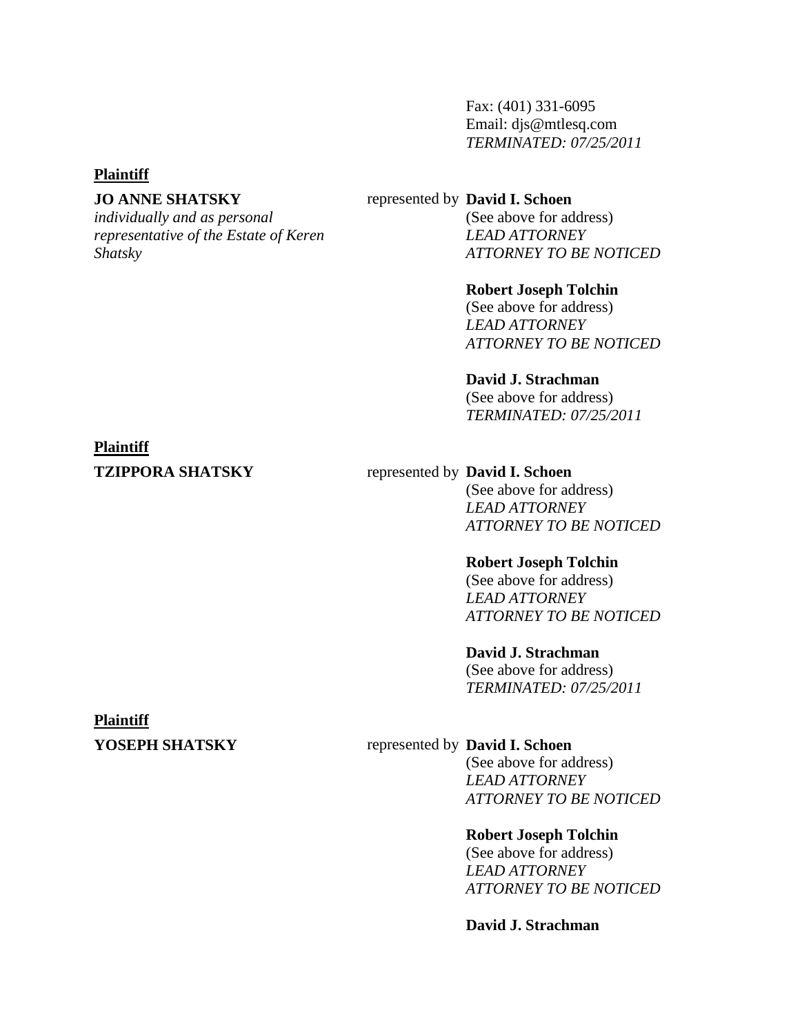Fax: (401) 331-6095
Email: djs@mtlesq.com
*TERMINATED: 07/25/2011*

**Plaintiff**

**JO ANNE SHATSKY**
*individually and as personal representative of the Estate of Keren Shatsky*

represented by **David I. Schoen**
(See above for address)
*LEAD ATTORNEY*
*ATTORNEY TO BE NOTICED*

**Robert Joseph Tolchin**
(See above for address)
*LEAD ATTORNEY*
*ATTORNEY TO BE NOTICED*

**David J. Strachman**
(See above for address)
*TERMINATED: 07/25/2011*

**Plaintiff**

**TZIPPORA SHATSKY**

represented by **David I. Schoen**
(See above for address)
*LEAD ATTORNEY*
*ATTORNEY TO BE NOTICED*

**Robert Joseph Tolchin**
(See above for address)
*LEAD ATTORNEY*
*ATTORNEY TO BE NOTICED*

**David J. Strachman**
(See above for address)
*TERMINATED: 07/25/2011*

**Plaintiff**

**YOSEPH SHATSKY**

represented by **David I. Schoen**
(See above for address)
*LEAD ATTORNEY*
*ATTORNEY TO BE NOTICED*

**Robert Joseph Tolchin**
(See above for address)
*LEAD ATTORNEY*
*ATTORNEY TO BE NOTICED*

**David J. Strachman**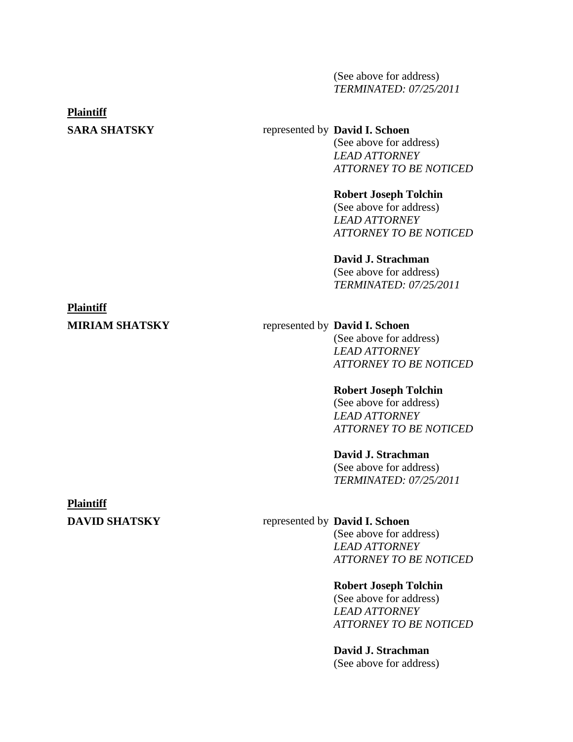(See above for address)
*TERMINATED: 07/25/2011*

**Plaintiff**

**SARA SHATSKY**

represented by **David I. Schoen**
(See above for address)
*LEAD ATTORNEY*
*ATTORNEY TO BE NOTICED*

**Robert Joseph Tolchin**
(See above for address)
*LEAD ATTORNEY*
*ATTORNEY TO BE NOTICED*

**David J. Strachman**
(See above for address)
*TERMINATED: 07/25/2011*

**Plaintiff**

**MIRIAM SHATSKY**

represented by **David I. Schoen**
(See above for address)
*LEAD ATTORNEY*
*ATTORNEY TO BE NOTICED*

**Robert Joseph Tolchin**
(See above for address)
*LEAD ATTORNEY*
*ATTORNEY TO BE NOTICED*

**David J. Strachman**
(See above for address)
*TERMINATED: 07/25/2011*

**Plaintiff**

**DAVID SHATSKY**

represented by **David I. Schoen**
(See above for address)
*LEAD ATTORNEY*
*ATTORNEY TO BE NOTICED*

**Robert Joseph Tolchin**
(See above for address)
*LEAD ATTORNEY*
*ATTORNEY TO BE NOTICED*

**David J. Strachman**
(See above for address)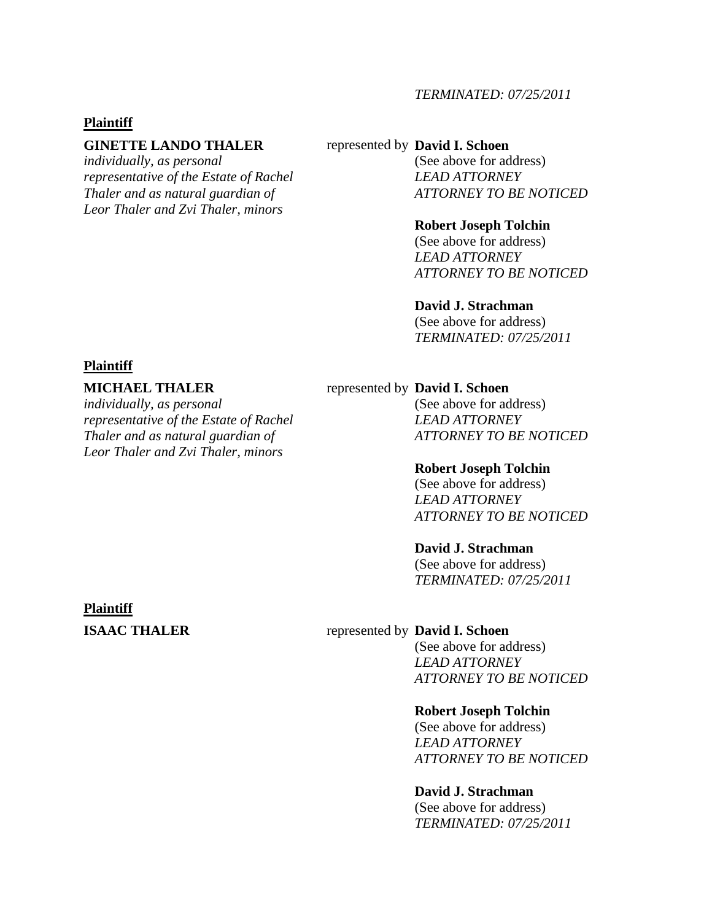*TERMINATED: 07/25/2011*

**Plaintiff**

**GINETTE LANDO THALER**
*individually, as personal representative of the Estate of Rachel Thaler and as natural guardian of Leor Thaler and Zvi Thaler, minors*

represented by **David I. Schoen**
(See above for address)
*LEAD ATTORNEY*
*ATTORNEY TO BE NOTICED*

**Robert Joseph Tolchin**
(See above for address)
*LEAD ATTORNEY*
*ATTORNEY TO BE NOTICED*

**David J. Strachman**
(See above for address)
*TERMINATED: 07/25/2011*

**Plaintiff**

**MICHAEL THALER**
*individually, as personal representative of the Estate of Rachel Thaler and as natural guardian of Leor Thaler and Zvi Thaler, minors*

represented by **David I. Schoen**
(See above for address)
*LEAD ATTORNEY*
*ATTORNEY TO BE NOTICED*

**Robert Joseph Tolchin**
(See above for address)
*LEAD ATTORNEY*
*ATTORNEY TO BE NOTICED*

**David J. Strachman**
(See above for address)
*TERMINATED: 07/25/2011*

**Plaintiff**

**ISAAC THALER**

represented by **David I. Schoen**
(See above for address)
*LEAD ATTORNEY*
*ATTORNEY TO BE NOTICED*

**Robert Joseph Tolchin**
(See above for address)
*LEAD ATTORNEY*
*ATTORNEY TO BE NOTICED*

**David J. Strachman**
(See above for address)
*TERMINATED: 07/25/2011*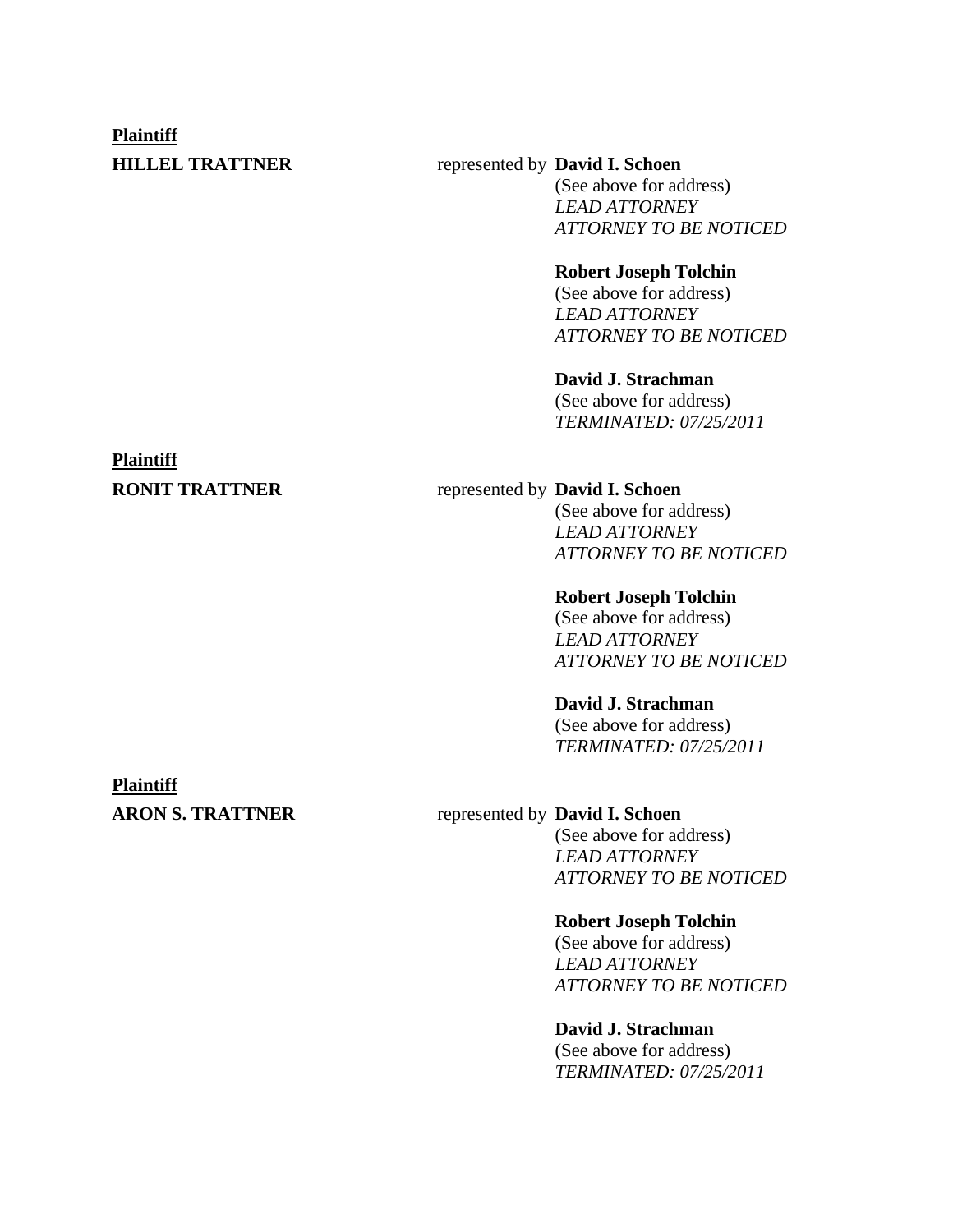**Plaintiff**

**HILLEL TRATTNER** represented by **David I. Schoen**
(See above for address)
*LEAD ATTORNEY*
*ATTORNEY TO BE NOTICED*

**Robert Joseph Tolchin**
(See above for address)
*LEAD ATTORNEY*
*ATTORNEY TO BE NOTICED*

**David J. Strachman**
(See above for address)
*TERMINATED: 07/25/2011*

**Plaintiff**

**RONIT TRATTNER** represented by **David I. Schoen**
(See above for address)
*LEAD ATTORNEY*
*ATTORNEY TO BE NOTICED*

**Robert Joseph Tolchin**
(See above for address)
*LEAD ATTORNEY*
*ATTORNEY TO BE NOTICED*

**David J. Strachman**
(See above for address)
*TERMINATED: 07/25/2011*

**Plaintiff**

**ARON S. TRATTNER** represented by **David I. Schoen**
(See above for address)
*LEAD ATTORNEY*
*ATTORNEY TO BE NOTICED*

**Robert Joseph Tolchin**
(See above for address)
*LEAD ATTORNEY*
*ATTORNEY TO BE NOTICED*

**David J. Strachman**
(See above for address)
*TERMINATED: 07/25/2011*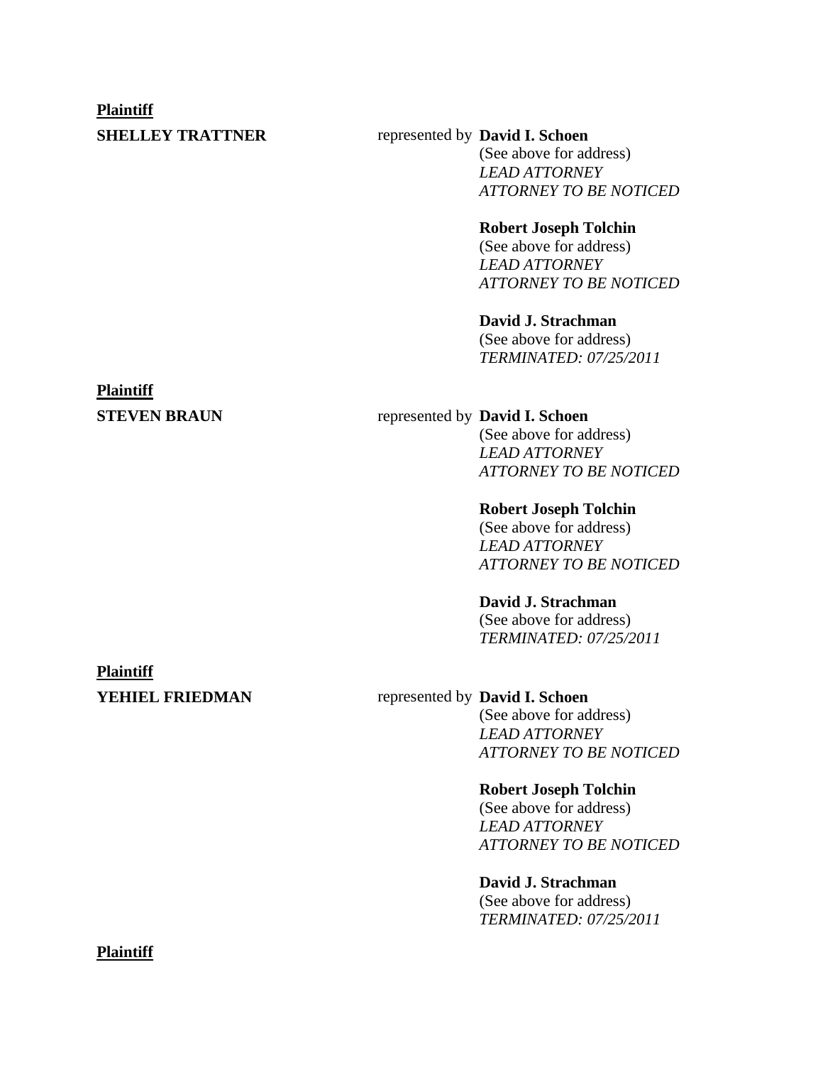**Plaintiff**

**SHELLEY TRATTNER** represented by **David I. Schoen**
(See above for address)
*LEAD ATTORNEY*
*ATTORNEY TO BE NOTICED*

**Robert Joseph Tolchin**
(See above for address)
*LEAD ATTORNEY*
*ATTORNEY TO BE NOTICED*

**David J. Strachman**
(See above for address)
*TERMINATED: 07/25/2011*

**Plaintiff**

**STEVEN BRAUN** represented by **David I. Schoen**
(See above for address)
*LEAD ATTORNEY*
*ATTORNEY TO BE NOTICED*

**Robert Joseph Tolchin**
(See above for address)
*LEAD ATTORNEY*
*ATTORNEY TO BE NOTICED*

**David J. Strachman**
(See above for address)
*TERMINATED: 07/25/2011*

**Plaintiff**

**YEHIEL FRIEDMAN** represented by **David I. Schoen**
(See above for address)
*LEAD ATTORNEY*
*ATTORNEY TO BE NOTICED*

**Robert Joseph Tolchin**
(See above for address)
*LEAD ATTORNEY*
*ATTORNEY TO BE NOTICED*

**David J. Strachman**
(See above for address)
*TERMINATED: 07/25/2011*

**Plaintiff**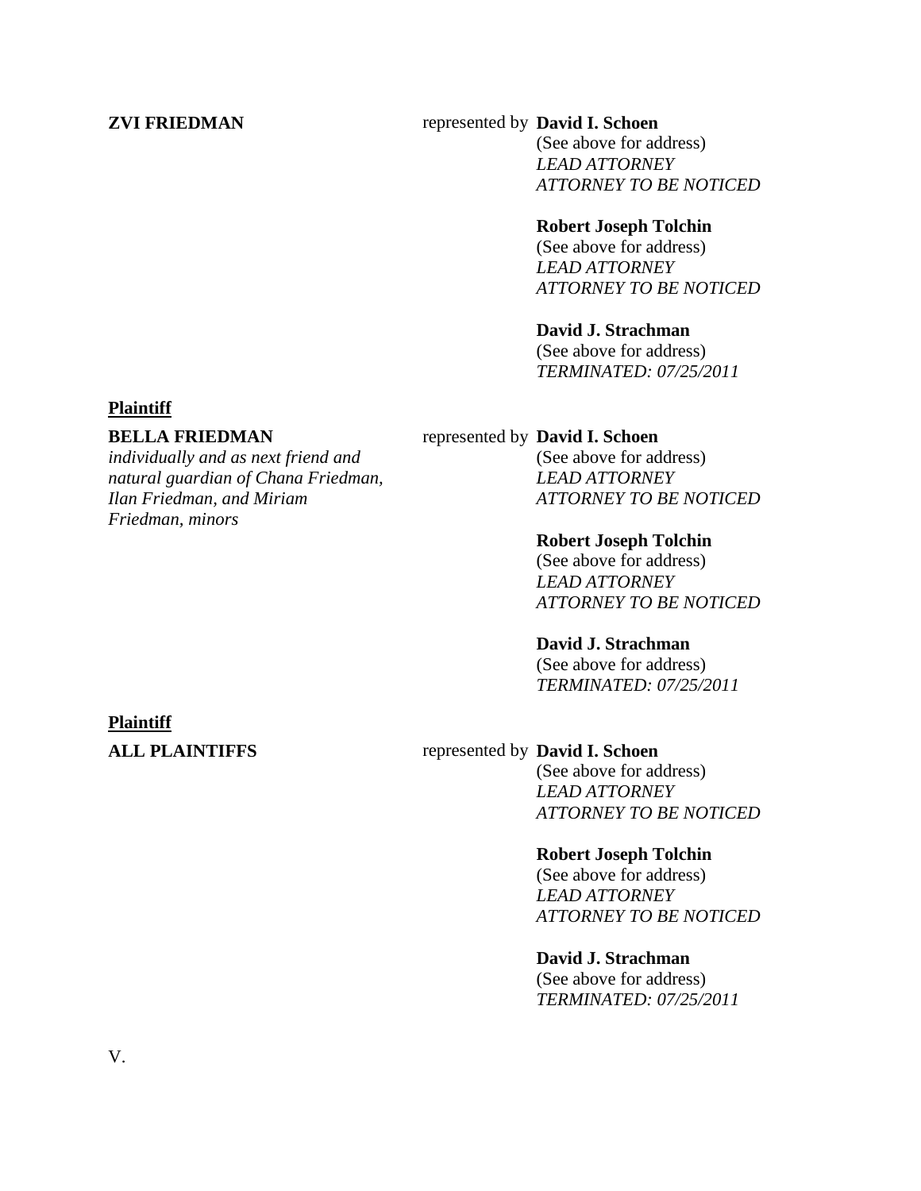**ZVI FRIEDMAN** represented by **David I. Schoen**
(See above for address)
*LEAD ATTORNEY*
*ATTORNEY TO BE NOTICED*

**Robert Joseph Tolchin**
(See above for address)
*LEAD ATTORNEY*
*ATTORNEY TO BE NOTICED*

**David J. Strachman**
(See above for address)
*TERMINATED: 07/25/2011*

**Plaintiff**

**BELLA FRIEDMAN**
*individually and as next friend and natural guardian of Chana Friedman, Ilan Friedman, and Miriam Friedman, minors*

represented by **David I. Schoen**
(See above for address)
*LEAD ATTORNEY*
*ATTORNEY TO BE NOTICED*

**Robert Joseph Tolchin**
(See above for address)
*LEAD ATTORNEY*
*ATTORNEY TO BE NOTICED*

**David J. Strachman**
(See above for address)
*TERMINATED: 07/25/2011*

**Plaintiff**

**ALL PLAINTIFFS** represented by **David I. Schoen**
(See above for address)
*LEAD ATTORNEY*
*ATTORNEY TO BE NOTICED*

**Robert Joseph Tolchin**
(See above for address)
*LEAD ATTORNEY*
*ATTORNEY TO BE NOTICED*

**David J. Strachman**
(See above for address)
*TERMINATED: 07/25/2011*

V.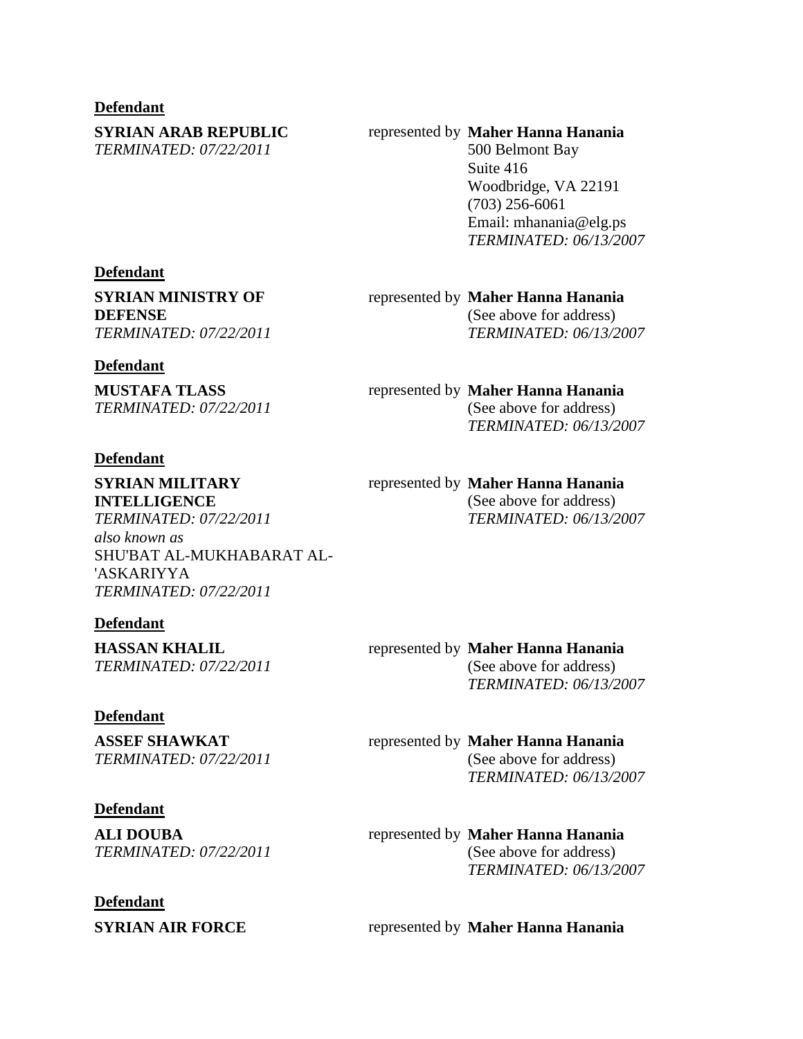**Defendant**

**SYRIAN ARAB REPUBLIC**
*TERMINATED: 07/22/2011*

represented by **Maher Hanna Hanania**
500 Belmont Bay
Suite 416
Woodbridge, VA 22191
(703) 256-6061
Email: mhanania@elg.ps
*TERMINATED: 06/13/2007*

**Defendant**

**SYRIAN MINISTRY OF DEFENSE**
*TERMINATED: 07/22/2011*

represented by **Maher Hanna Hanania**
(See above for address)
*TERMINATED: 06/13/2007*

**Defendant**

**MUSTAFA TLASS**
*TERMINATED: 07/22/2011*

represented by **Maher Hanna Hanania**
(See above for address)
*TERMINATED: 06/13/2007*

**Defendant**

**SYRIAN MILITARY INTELLIGENCE**
*TERMINATED: 07/22/2011*
*also known as*
SHU'BAT AL-MUKHABARAT AL-'ASKARIYYA
*TERMINATED: 07/22/2011*

represented by **Maher Hanna Hanania**
(See above for address)
*TERMINATED: 06/13/2007*

**Defendant**

**HASSAN KHALIL**
*TERMINATED: 07/22/2011*

represented by **Maher Hanna Hanania**
(See above for address)
*TERMINATED: 06/13/2007*

**Defendant**

**ASSEF SHAWKAT**
*TERMINATED: 07/22/2011*

represented by **Maher Hanna Hanania**
(See above for address)
*TERMINATED: 06/13/2007*

**Defendant**

**ALI DOUBA**
*TERMINATED: 07/22/2011*

represented by **Maher Hanna Hanania**
(See above for address)
*TERMINATED: 06/13/2007*

**Defendant**

**SYRIAN AIR FORCE**

represented by **Maher Hanna Hanania**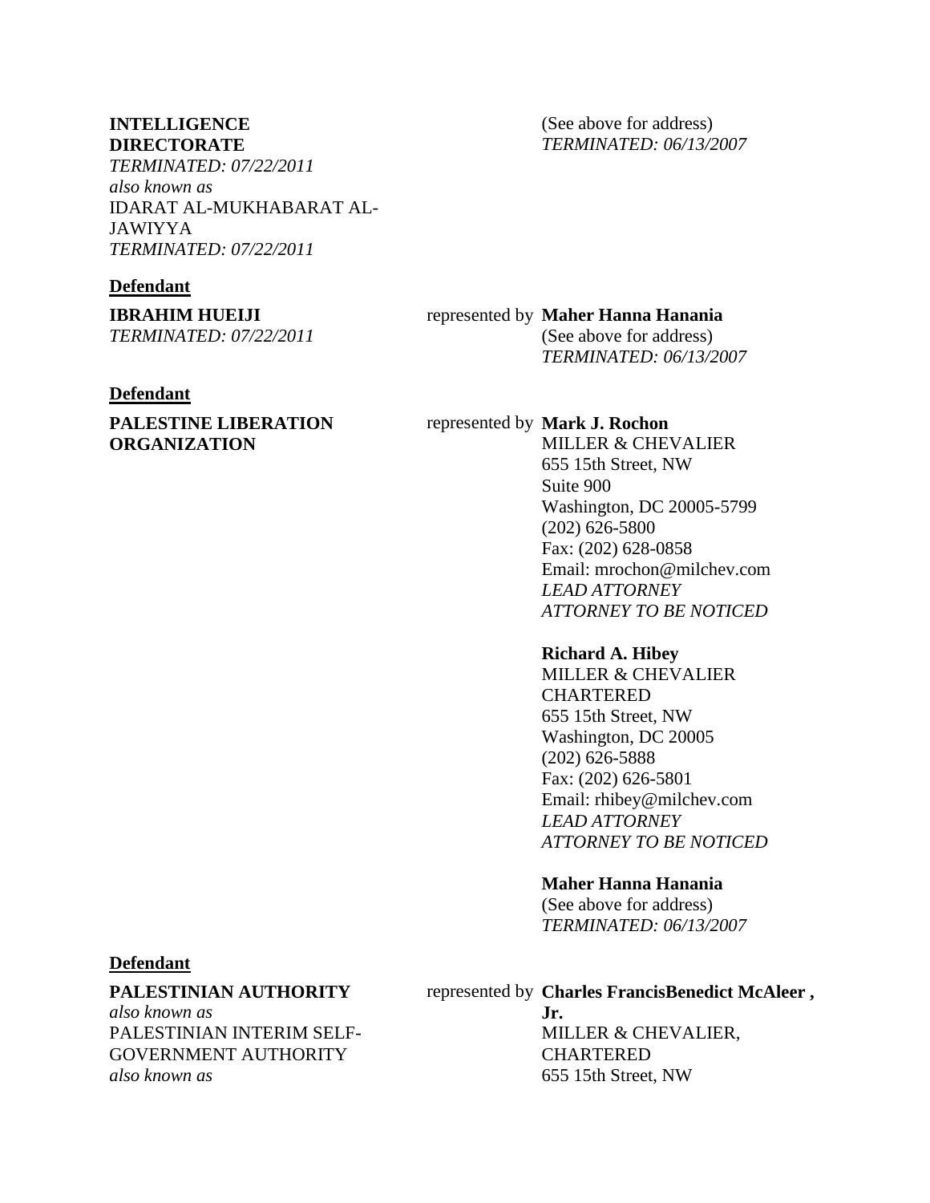**INTELLIGENCE DIRECTORATE**
*TERMINATED: 07/22/2011*
*also known as*
IDARAT AL-MUKHABARAT AL-JAWIYYA
*TERMINATED: 07/22/2011*

(See above for address)
*TERMINATED: 06/13/2007*

**Defendant**

**IBRAHIM HUEIJI**
*TERMINATED: 07/22/2011*

represented by **Maher Hanna Hanania**
(See above for address)
*TERMINATED: 06/13/2007*

**Defendant**

**PALESTINE LIBERATION ORGANIZATION**

represented by **Mark J. Rochon**
MILLER & CHEVALIER
655 15th Street, NW
Suite 900
Washington, DC 20005-5799
(202) 626-5800
Fax: (202) 628-0858
Email: mrochon@milchev.com
*LEAD ATTORNEY*
*ATTORNEY TO BE NOTICED*

**Richard A. Hibey**
MILLER & CHEVALIER CHARTERED
655 15th Street, NW
Washington, DC 20005
(202) 626-5888
Fax: (202) 626-5801
Email: rhibey@milchev.com
*LEAD ATTORNEY*
*ATTORNEY TO BE NOTICED*

**Maher Hanna Hanania**
(See above for address)
*TERMINATED: 06/13/2007*

**Defendant**

**PALESTINIAN AUTHORITY**
*also known as*
PALESTINIAN INTERIM SELF-GOVERNMENT AUTHORITY
*also known as*

represented by **Charles FrancisBenedict McAleer , Jr.**
MILLER & CHEVALIER, CHARTERED
655 15th Street, NW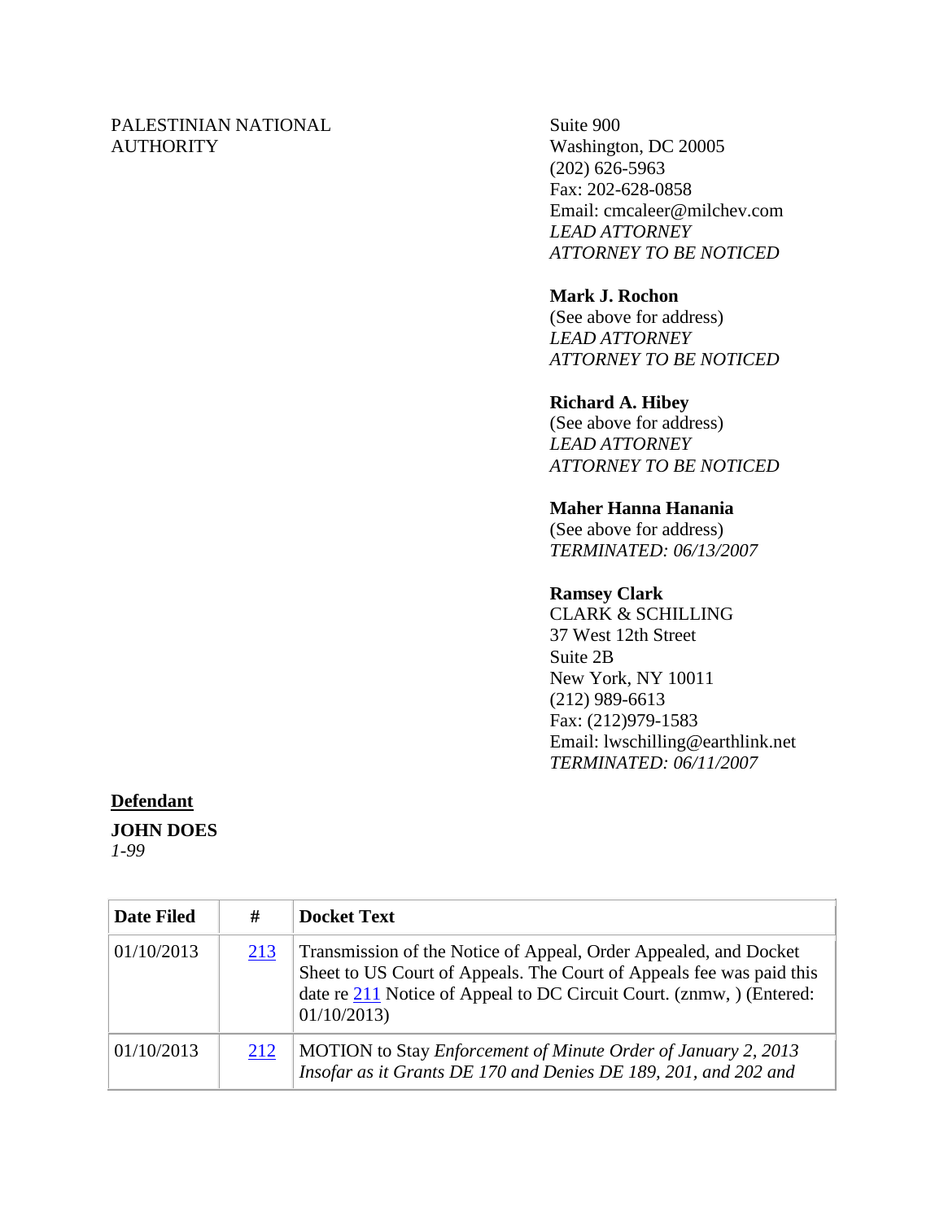PALESTINIAN NATIONAL AUTHORITY

Suite 900
Washington, DC 20005
(202) 626-5963
Fax: 202-628-0858
Email: cmcaleer@milchev.com
*LEAD ATTORNEY*
*ATTORNEY TO BE NOTICED*

**Mark J. Rochon**
(See above for address)
*LEAD ATTORNEY*
*ATTORNEY TO BE NOTICED*

**Richard A. Hibey**
(See above for address)
*LEAD ATTORNEY*
*ATTORNEY TO BE NOTICED*

**Maher Hanna Hanania**
(See above for address)
*TERMINATED: 06/13/2007*

**Ramsey Clark**
CLARK & SCHILLING
37 West 12th Street
Suite 2B
New York, NY 10011
(212) 989-6613
Fax: (212)979-1583
Email: lwschilling@earthlink.net
*TERMINATED: 06/11/2007*

**Defendant**

**JOHN DOES**
*1-99*

| Date Filed | # | Docket Text |
|---|---|---|
| 01/10/2013 | 213 | Transmission of the Notice of Appeal, Order Appealed, and Docket Sheet to US Court of Appeals. The Court of Appeals fee was paid this date re 211 Notice of Appeal to DC Circuit Court. (znmw, ) (Entered: 01/10/2013) |
| 01/10/2013 | 212 | MOTION to Stay *Enforcement of Minute Order of January 2, 2013 Insofar as it Grants DE 170 and Denies DE 189, 201, and 202 and* |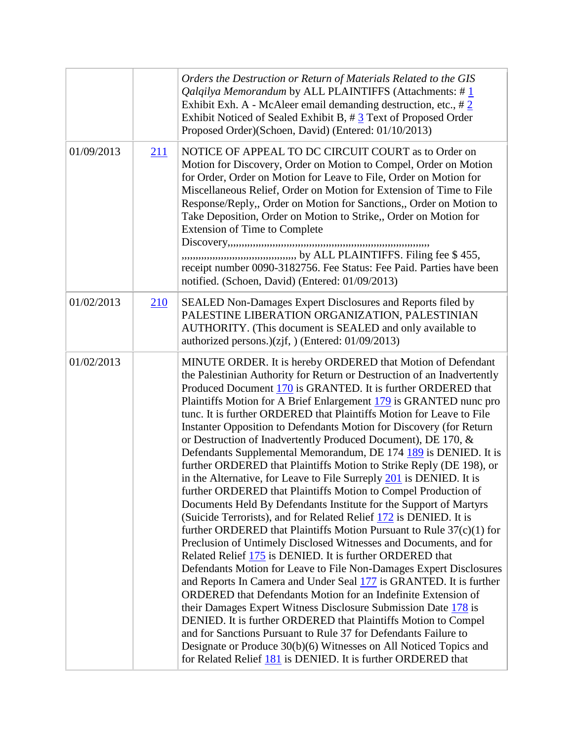| | | |
|---|---|---|
| | | *Orders the Destruction or Return of Materials Related to the GIS Qalqilya Memorandum* by ALL PLAINTIFFS (Attachments: # 1 Exhibit Exh. A - McAleer email demanding destruction, etc., # 2 Exhibit Noticed of Sealed Exhibit B, # 3 Text of Proposed Order Proposed Order)(Schoen, David) (Entered: 01/10/2013) |
| 01/09/2013 | 211 | NOTICE OF APPEAL TO DC CIRCUIT COURT as to Order on Motion for Discovery, Order on Motion to Compel, Order on Motion for Order, Order on Motion for Leave to File, Order on Motion for Miscellaneous Relief, Order on Motion for Extension of Time to File Response/Reply,, Order on Motion for Sanctions,, Order on Motion to Take Deposition, Order on Motion to Strike,, Order on Motion for Extension of Time to Complete Discovery,,,,,,,,,,,,,,,,,,,,,,,,,,,,,,,,,,,,,,,,,,,,,,,,,,,,,,,,,,,,,,,,,,,,,,,,,,,,,,,,,,,,,,,,,,,,,,,,,,,,,,,,,,,,,,,,,,,,,, by ALL PLAINTIFFS. Filing fee $ 455, receipt number 0090-3182756. Fee Status: Fee Paid. Parties have been notified. (Schoen, David) (Entered: 01/09/2013) |
| 01/02/2013 | 210 | SEALED Non-Damages Expert Disclosures and Reports filed by PALESTINE LIBERATION ORGANIZATION, PALESTINIAN AUTHORITY. (This document is SEALED and only available to authorized persons.)(zjf, ) (Entered: 01/09/2013) |
| 01/02/2013 | | MINUTE ORDER. It is hereby ORDERED that Motion of Defendant the Palestinian Authority for Return or Destruction of an Inadvertently Produced Document 170 is GRANTED. It is further ORDERED that Plaintiffs Motion for A Brief Enlargement 179 is GRANTED nunc pro tunc. It is further ORDERED that Plaintiffs Motion for Leave to File Instanter Opposition to Defendants Motion for Discovery (for Return or Destruction of Inadvertently Produced Document), DE 170, & Defendants Supplemental Memorandum, DE 174 189 is DENIED. It is further ORDERED that Plaintiffs Motion to Strike Reply (DE 198), or in the Alternative, for Leave to File Surreply 201 is DENIED. It is further ORDERED that Plaintiffs Motion to Compel Production of Documents Held By Defendants Institute for the Support of Martyrs (Suicide Terrorists), and for Related Relief 172 is DENIED. It is further ORDERED that Plaintiffs Motion Pursuant to Rule 37(c)(1) for Preclusion of Untimely Disclosed Witnesses and Documents, and for Related Relief 175 is DENIED. It is further ORDERED that Defendants Motion for Leave to File Non-Damages Expert Disclosures and Reports In Camera and Under Seal 177 is GRANTED. It is further ORDERED that Defendants Motion for an Indefinite Extension of their Damages Expert Witness Disclosure Submission Date 178 is DENIED. It is further ORDERED that Plaintiffs Motion to Compel and for Sanctions Pursuant to Rule 37 for Defendants Failure to Designate or Produce 30(b)(6) Witnesses on All Noticed Topics and for Related Relief 181 is DENIED. It is further ORDERED that |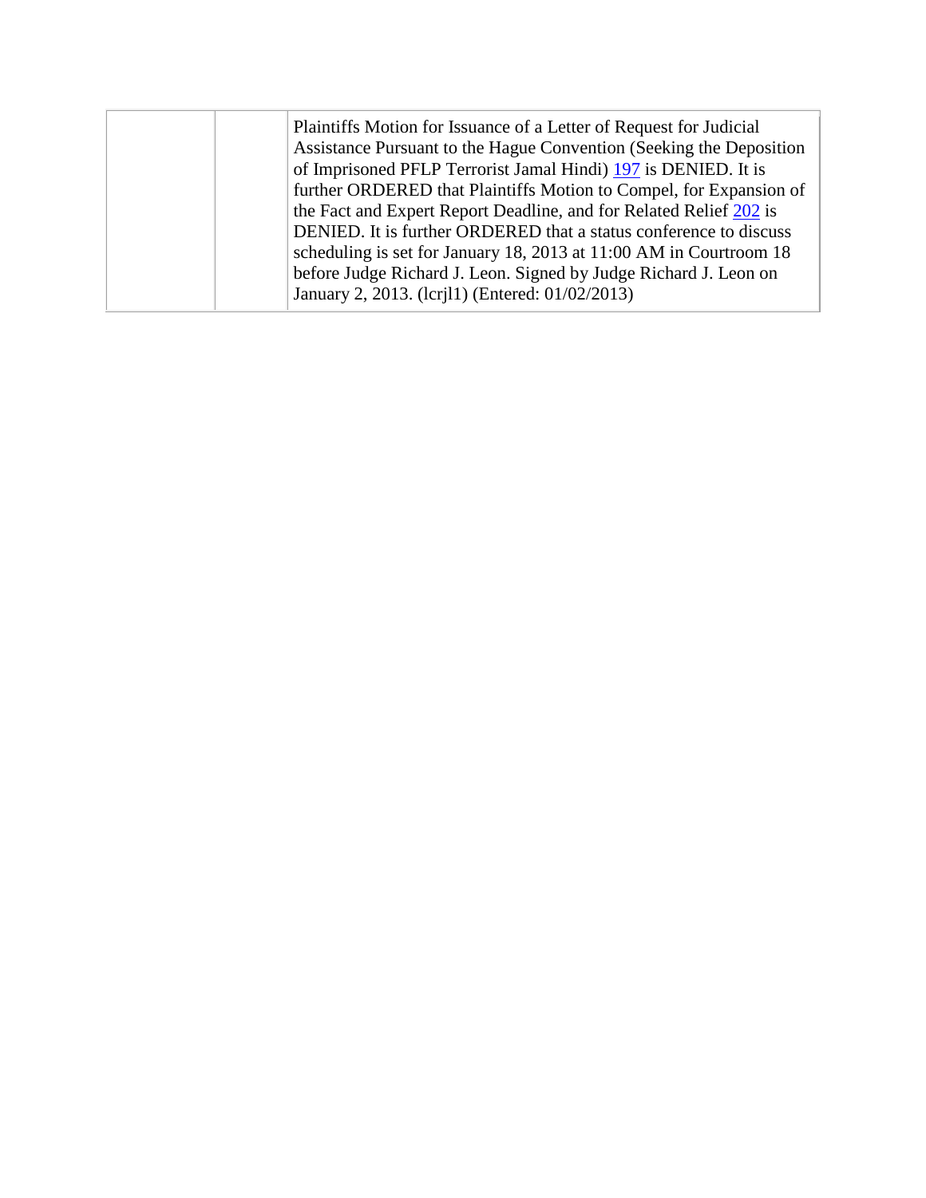| | | |
|---|---|---|
| | | Plaintiffs Motion for Issuance of a Letter of Request for Judicial Assistance Pursuant to the Hague Convention (Seeking the Deposition of Imprisoned PFLP Terrorist Jamal Hindi) 197 is DENIED. It is further ORDERED that Plaintiffs Motion to Compel, for Expansion of the Fact and Expert Report Deadline, and for Related Relief 202 is DENIED. It is further ORDERED that a status conference to discuss scheduling is set for January 18, 2013 at 11:00 AM in Courtroom 18 before Judge Richard J. Leon. Signed by Judge Richard J. Leon on January 2, 2013. (lcrjl1) (Entered: 01/02/2013) |